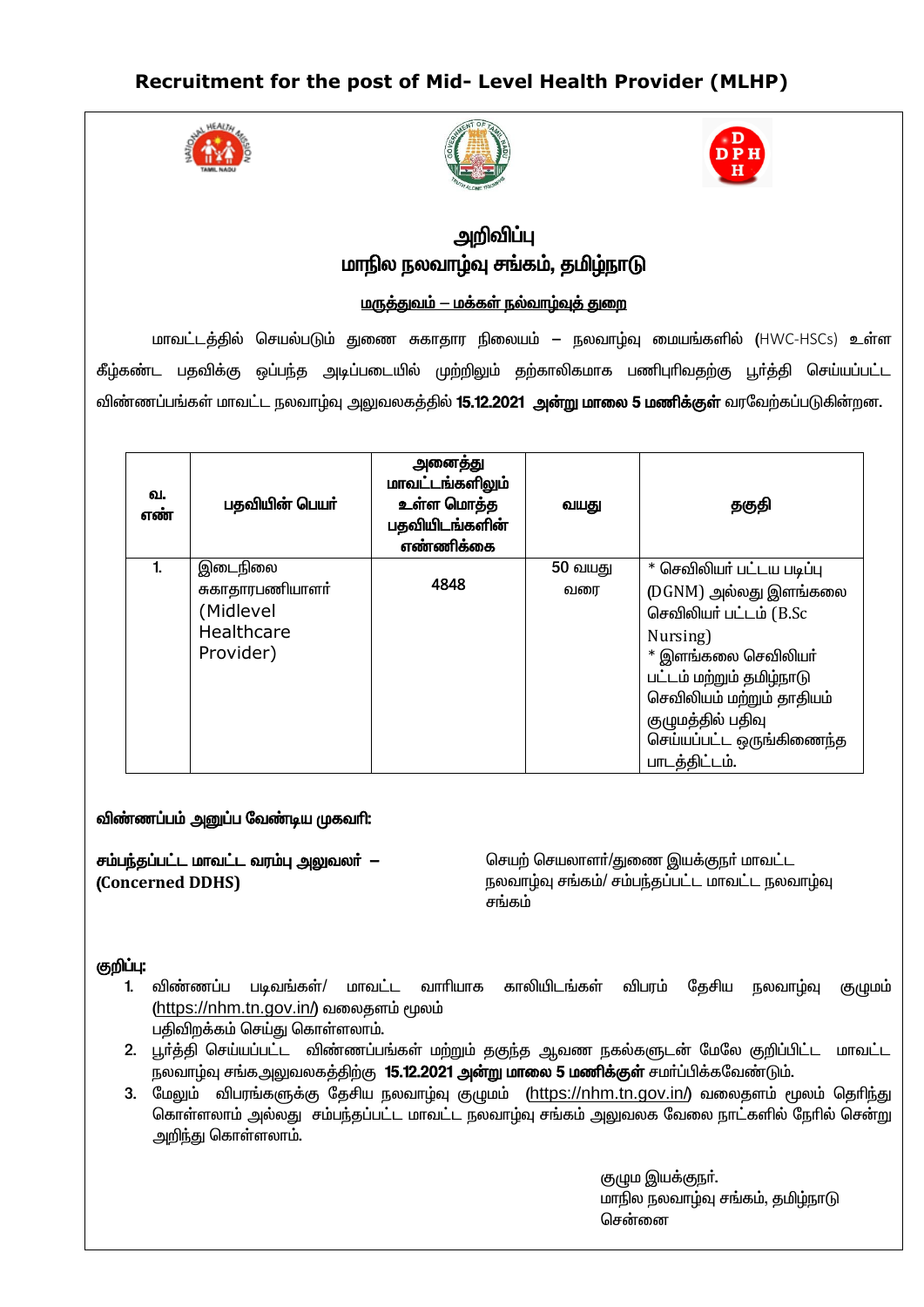# Recruitment for the post of Mid- Level Health Provider (MLHP)

## அறிவிப்பு
## மாநில நலவாழ்வு சங்கம், தமிழ்நாடு

**<u>மருத்துவம் – மக்கள் நல்வாழ்வுத் துறை</u>**

மாவட்டத்தில் செயல்படும் துணை சுகாதார நிலையம் – நலவாழ்வு மையங்களில் (HWC-HSCs) உள்ள கீழ்கண்ட பதவிக்கு ஒப்பந்த அடிப்படையில் முற்றிலும் தற்காலிகமாக பணிபுரிவதற்கு பூர்த்தி செய்யப்பட்ட விண்ணப்பங்கள் மாவட்ட நலவாழ்வு அலுவலகத்தில் **15.12.2021 அன்று மாலை 5 மணிக்குள்** வரவேற்கப்படுகின்றன.

| வ. எண் | பதவியின் பெயர் | அனைத்து மாவட்டங்களிலும் உள்ள மொத்த பதவியிடங்களின் எண்ணிக்கை | வயது | தகுதி |
|---|---|---|---|---|
| 1. | இடைநிலை சுகாதாரபணியாளர் (Midlevel Healthcare Provider) | 4848 | 50 வயது வரை | * செவிலியர் பட்டய படிப்பு (DGNM) அல்லது இளங்கலை செவிலியர் பட்டம் (B.Sc Nursing)<br>* இளங்கலை செவிலியர் பட்டம் மற்றும் தமிழ்நாடு செவிலியம் மற்றும் தாதியம் குழுமத்தில் பதிவு செய்யப்பட்ட ஒருங்கிணைந்த பாடத்திட்டம். |

**விண்ணப்பம் அனுப்ப வேண்டிய முகவரி:**

**சம்பந்தப்பட்ட மாவட்ட வரம்பு அலுவலர் – (Concerned DDHS)**

செயற் செயலாளர்/துணை இயக்குநர் மாவட்ட நலவாழ்வு சங்கம்/ சம்பந்தப்பட்ட மாவட்ட நலவாழ்வு சங்கம்

**குறிப்பு:**

1. விண்ணப்ப படிவங்கள்/ மாவட்ட வாரியாக காலியிடங்கள் விபரம் தேசிய நலவாழ்வு குழுமம் (https://nhm.tn.gov.in/) வலைதளம் மூலம் பதிவிறக்கம் செய்து கொள்ளலாம்.
2. பூர்த்தி செய்யப்பட்ட விண்ணப்பங்கள் மற்றும் தகுந்த ஆவண நகல்களுடன் மேலே குறிப்பிட்ட மாவட்ட நலவாழ்வு சங்கஅலுவலகத்திற்கு **15.12.2021 அன்று மாலை 5 மணிக்குள்** சமர்ப்பிக்கவேண்டும்.
3. மேலும் விபரங்களுக்கு தேசிய நலவாழ்வு குழுமம் (https://nhm.tn.gov.in/) வலைதளம் மூலம் தெரிந்து கொள்ளலாம் அல்லது சம்பந்தப்பட்ட மாவட்ட நலவாழ்வு சங்கம் அலுவலக வேலை நாட்களில் நேரில் சென்று அறிந்து கொள்ளலாம்.

குழும இயக்குநர்,
மாநில நலவாழ்வு சங்கம், தமிழ்நாடு
சென்னை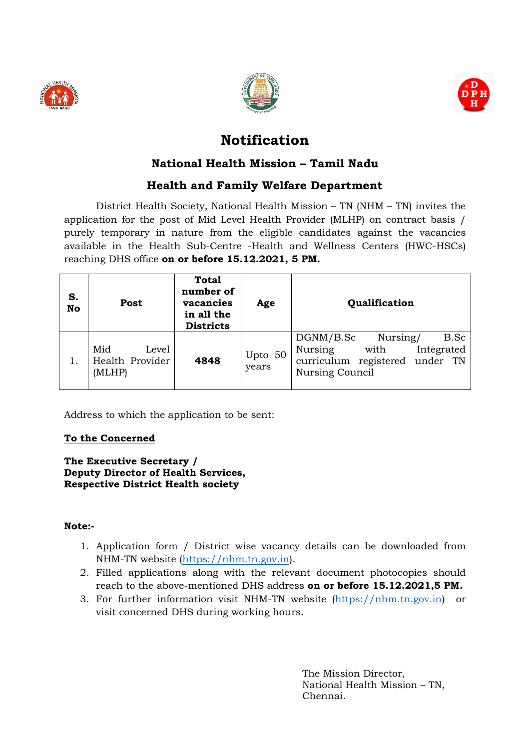# Notification

## National Health Mission – Tamil Nadu

## Health and Family Welfare Department

District Health Society, National Health Mission – TN (NHM – TN) invites the application for the post of Mid Level Health Provider (MLHP) on contract basis / purely temporary in nature from the eligible candidates against the vacancies available in the Health Sub-Centre -Health and Wellness Centers (HWC-HSCs) reaching DHS office **on or before 15.12.2021, 5 PM.**

| S. No | Post | Total number of vacancies in all the Districts | Age | Qualification |
|---|---|---|---|---|
| 1. | Mid Level Health Provider (MLHP) | **4848** | Upto 50 years | DGNM/B.Sc Nursing/ B.Sc Nursing with Integrated curriculum registered under TN Nursing Council |

Address to which the application to be sent:

**To the Concerned**

**The Executive Secretary /**
**Deputy Director of Health Services,**
**Respective District Health society**

**Note:-**

1. Application form / District wise vacancy details can be downloaded from NHM-TN website (https://nhm.tn.gov.in).
2. Filled applications along with the relevant document photocopies should reach to the above-mentioned DHS address **on or before 15.12.2021,5 PM.**
3. For further information visit NHM-TN website (https://nhm.tn.gov.in) or visit concerned DHS during working hours.

The Mission Director,
National Health Mission – TN,
Chennai.